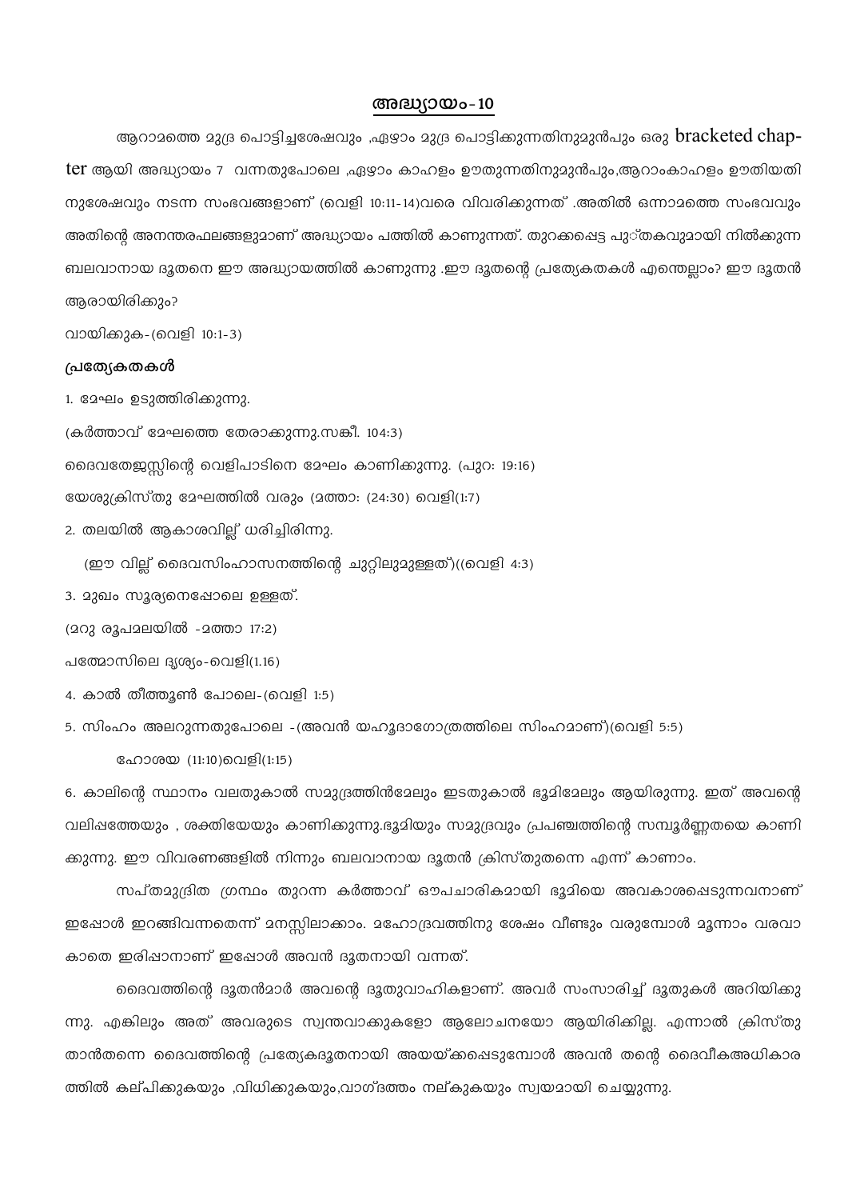## അദ്ധ്യായം-10

ആറാമത്തെ മുദ്ര പൊട്ടിച്ചശേഷവും ,ഏഴാം മുദ്ര പൊട്ടിക്കുന്നതിനുമുൻപും ഒരു bracketed chapter ആയി അദ്ധ്യായം 7 വന്നതുപോലെ ,ഏഴാം കാഹളം ഊതുന്നതിനുമുൻപും,ആറാംകാഹളം ഊതിയതിനുശേഷവും നടന്ന സംഭവങ്ങളാണ് (വെളി 10:11-14)വരെ വിവരിക്കുന്നത് .അതിൽ ഒന്നാമത്തെ സംഭവവും അതിന്റെ അനന്തരഫലങ്ങളുമാണ് അദ്ധ്യായം പത്തിൽ കാണുന്നത്. തുറക്കപ്പെട്ട പുസ്തകവുമായി നിൽക്കുന്ന ബലവാനായ ദൂതനെ ഈ അദ്ധ്യായത്തിൽ കാണുന്നു .ഈ ദൂതന്റെ പ്രത്യേകതകൾ എന്തെല്ലാം? ഈ ദൂതൻ ആരായിരിക്കും?

വായിക്കുക-(വെളി 10:1-3)

**പ്രത്യേകതകൾ**

1. മേഘം ഉടുത്തിരിക്കുന്നു.

(കർത്താവ് മേഘത്തെ തേരാക്കുന്നു.സങ്കീ. 104:3)

ദൈവതേജസ്സിന്റെ വെളിപാടിനെ മേഘം കാണിക്കുന്നു. (പുറ: 19:16)

യേശുക്രിസ്തു മേഘത്തിൽ വരും (മത്താ: (24:30) വെളി(1:7)

2. തലയിൽ ആകാശവില്ല് ധരിച്ചിരിന്നു.

(ഈ വില്ല് ദൈവസിംഹാസനത്തിന്റെ ചുറ്റിലുമുള്ളത്)((വെളി 4:3)

3. മുഖം സൂര്യനെപ്പോലെ ഉള്ളത്.

(മറു രൂപമലയിൽ -മത്താ 17:2)

പത്മോസിലെ ദൃശ്യം-വെളി(1.16)

4. കാൽ തീത്തൂൺ പോലെ-(വെളി 1:5)

5. സിംഹം അലറുന്നതുപോലെ -(അവൻ യഹൂദാഗോത്രത്തിലെ സിംഹമാണ്)(വെളി 5:5)

ഹോശയ (11:10)വെളി(1:15)

6. കാലിന്റെ സ്ഥാനം വലതുകാൽ സമുദ്രത്തിൻമേലും ഇടതുകാൽ ഭൂമിമേലും ആയിരുന്നു. ഇത് അവന്റെ വലിപ്പത്തേയും , ശക്തിയേയും കാണിക്കുന്നു.ഭൂമിയും സമുദ്രവും പ്രപഞ്ചത്തിന്റെ സമ്പൂർണ്ണതയെ കാണിക്കുന്നു. ഈ വിവരണങ്ങളിൽ നിന്നും ബലവാനായ ദൂതൻ ക്രിസ്തുതന്നെ എന്ന് കാണാം.

സപ്തമുദ്രിത ഗ്രന്ഥം തുറന്ന കർത്താവ് ഔപചാരികമായി ഭൂമിയെ അവകാശപ്പെടുന്നവനാണ് ഇപ്പോൾ ഇറങ്ങിവന്നതെന്ന് മനസ്സിലാക്കാം. മഹോദ്രവത്തിനു ശേഷം വീണ്ടും വരുമ്പോൾ മൂന്നാം വരവാകാതെ ഇരിപ്പാനാണ് ഇപ്പോൾ അവൻ ദൂതനായി വന്നത്.

ദൈവത്തിന്റെ ദൂതൻമാർ അവന്റെ ദൂതുവാഹികളാണ്. അവർ സംസാരിച്ച് ദൂതുകൾ അറിയിക്കുന്നു. എങ്കിലും അത് അവരുടെ സ്വന്തവാക്കുകളോ ആലോചനയോ ആയിരിക്കില്ല. എന്നാൽ ക്രിസ്തു താൻതന്നെ ദൈവത്തിന്റെ പ്രത്യേകദൂതനായി അയയ്ക്കപ്പെടുമ്പോൾ അവൻ തന്റെ ദൈവീകഅധികാരത്തിൽ കല്പിക്കുകയും ,വിധിക്കുകയും,വാഗ്ദത്തം നല്കുകയും സ്വയമായി ചെയ്യുന്നു.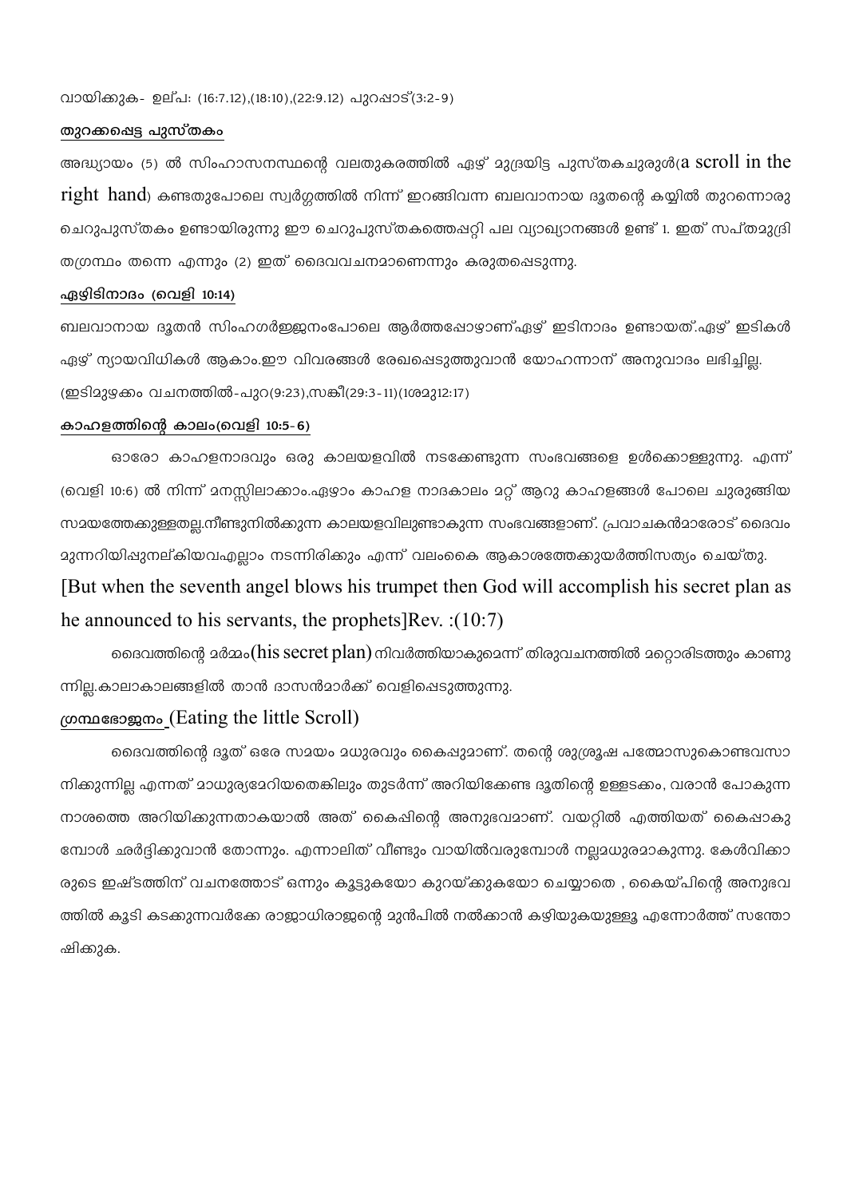വായിക്കുക- ഉല്പ: (16:7.12),(18:10),(22:9.12) പുറപ്പാട്(3:2-9)

#### തുറക്കപ്പെട്ട പുസ്തകം

അദ്ധ്യായം (5) ൽ സിംഹാസനസ്ഥന്റെ വലതുകരത്തിൽ ഏഴ് മുദ്രയിട്ട പുസ്തകചുരുൾ(a scroll in the right hand) കണ്ടതുപോലെ സ്വർഗ്ഗത്തിൽ നിന്ന് ഇറങ്ങിവന്ന ബലവാനായ ദൂതന്റെ കയ്യിൽ തുറന്നൊരു ചെറുപുസ്തകം ഉണ്ടായിരുന്നു ഈ ചെറുപുസ്തകത്തെപ്പറ്റി പല വ്യാഖ്യാനങ്ങൾ ഉണ്ട് 1. ഇത് സപ്തമുദ്രിതഗ്രന്ഥം തന്നെ എന്നും (2) ഇത് ദൈവവചനമാണെന്നും കരുതപ്പെടുന്നു.

#### ഏഴിടിനാദം (വെളി 10:14)

ബലവാനായ ദൂതൻ സിംഹഗർജ്ജനംപോലെ ആർത്തപ്പോഴാണ്ഏഴ് ഇടിനാദം ഉണ്ടായത്.ഏഴ് ഇടികൾ ഏഴ് ന്യായവിധികൾ ആകാം.ഈ വിവരങ്ങൾ രേഖപ്പെടുത്തുവാൻ യോഹന്നാന് അനുവാദം ലഭിച്ചില്ല. (ഇടിമുഴക്കം വചനത്തിൽ-പുറ(9:23),സങ്കീ(29:3-11)(1ശമു12:17)

#### കാഹളത്തിന്റെ കാലം(വെളി 10:5-6)

ഓരോ കാഹളനാദവും ഒരു കാലയളവിൽ നടക്കേണ്ടുന്ന സംഭവങ്ങളെ ഉൾക്കൊള്ളുന്നു. എന്ന് (വെളി 10:6) ൽ നിന്ന് മനസ്സിലാക്കാം.ഏഴാം കാഹള നാദകാലം മറ്റ് ആറു കാഹളങ്ങൾ പോലെ ചുരുങ്ങിയ സമയത്തേക്കുള്ളതല്ല.നീണ്ടുനിൽക്കുന്ന കാലയളവിലുണ്ടാകുന്ന സംഭവങ്ങളാണ്. പ്രവാചകൻമാരോട് ദൈവം മുന്നറിയിപ്പുനല്കിയവഎല്ലാം നടന്നിരിക്കും എന്ന് വലംകൈ ആകാശത്തേക്കുയർത്തിസത്യം ചെയ്തു.

[But when the seventh angel blows his trumpet then God will accomplish his secret plan as he announced to his servants, the prophets]Rev. :(10:7)

ദൈവത്തിന്റെ മർമ്മം(his secret plan) നിവർത്തിയാകുമെന്ന് തിരുവചനത്തിൽ മറ്റൊരിടത്തും കാണുന്നില്ല.കാലാകാലങ്ങളിൽ താൻ ദാസൻമാർക്ക് വെളിപ്പെടുത്തുന്നു.

#### ഗ്രന്ഥഭോജനം (Eating the little Scroll)

ദൈവത്തിന്റെ ദൂത് ഒരേ സമയം മധുരവും കൈപ്പുമാണ്. തന്റെ ശുശ്രൂഷ പത്മോസുകൊണ്ടവസാനിക്കുന്നില്ല എന്നത് മാധുര്യമേറിയതെങ്കിലും തുടർന്ന് അറിയിക്കേണ്ട ദൂതിന്റെ ഉള്ളടക്കം, വരാൻ പോകുന്ന നാശത്തെ അറിയിക്കുന്നതാകയാൽ അത് കൈപ്പിന്റെ അനുഭവമാണ്. വയറ്റിൽ എത്തിയത് കൈപ്പാകുമ്പോൾ ഛർദ്ദിക്കുവാൻ തോന്നും. എന്നാലിത് വീണ്ടും വായിൽവരുമ്പോൾ നല്ലമധുരമാകുന്നു. കേൾവിക്കാരുടെ ഇഷ്ടത്തിന് വചനത്തോട് ഒന്നും കൂട്ടുകയോ കുറയ്ക്കുകയോ ചെയ്യാതെ , കൈയ്പിന്റെ അനുഭവത്തിൽ കൂടി കടക്കുന്നവർക്കേ രാജാധിരാജന്റെ മുൻപിൽ നൽക്കാൻ കഴിയുകയുള്ളൂ എന്നോർത്ത് സന്തോഷിക്കുക.